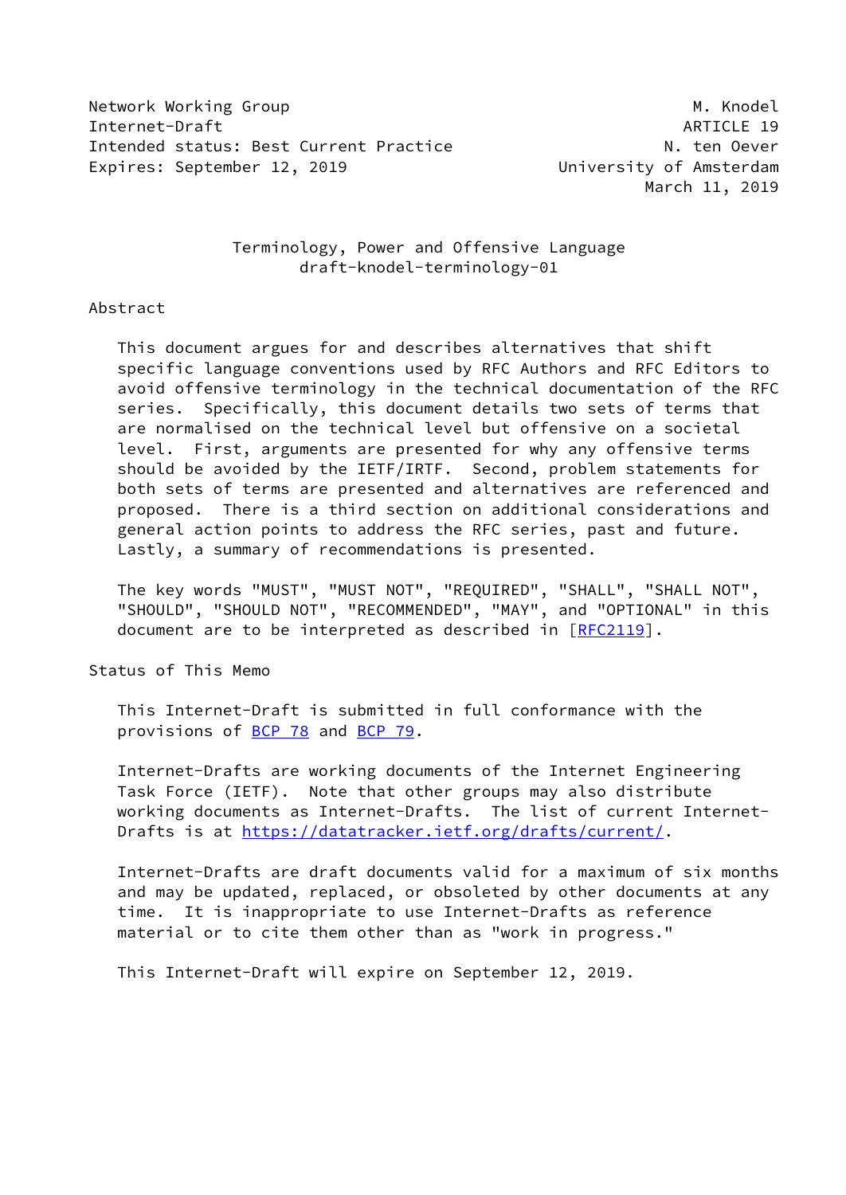Network Working Group M. Knodel
Internet-Draft ARTICLE 19
Intended status: Best Current Practice N. ten Oever
Expires: September 12, 2019 University of Amsterdam
March 11, 2019

# Terminology, Power and Offensive Language
draft-knodel-terminology-01

## Abstract

This document argues for and describes alternatives that shift specific language conventions used by RFC Authors and RFC Editors to avoid offensive terminology in the technical documentation of the RFC series. Specifically, this document details two sets of terms that are normalised on the technical level but offensive on a societal level. First, arguments are presented for why any offensive terms should be avoided by the IETF/IRTF. Second, problem statements for both sets of terms are presented and alternatives are referenced and proposed. There is a third section on additional considerations and general action points to address the RFC series, past and future. Lastly, a summary of recommendations is presented.

The key words "MUST", "MUST NOT", "REQUIRED", "SHALL", "SHALL NOT", "SHOULD", "SHOULD NOT", "RECOMMENDED", "MAY", and "OPTIONAL" in this document are to be interpreted as described in [RFC2119].

## Status of This Memo

This Internet-Draft is submitted in full conformance with the provisions of BCP 78 and BCP 79.

Internet-Drafts are working documents of the Internet Engineering Task Force (IETF). Note that other groups may also distribute working documents as Internet-Drafts. The list of current Internet-Drafts is at https://datatracker.ietf.org/drafts/current/.

Internet-Drafts are draft documents valid for a maximum of six months and may be updated, replaced, or obsoleted by other documents at any time. It is inappropriate to use Internet-Drafts as reference material or to cite them other than as "work in progress."

This Internet-Draft will expire on September 12, 2019.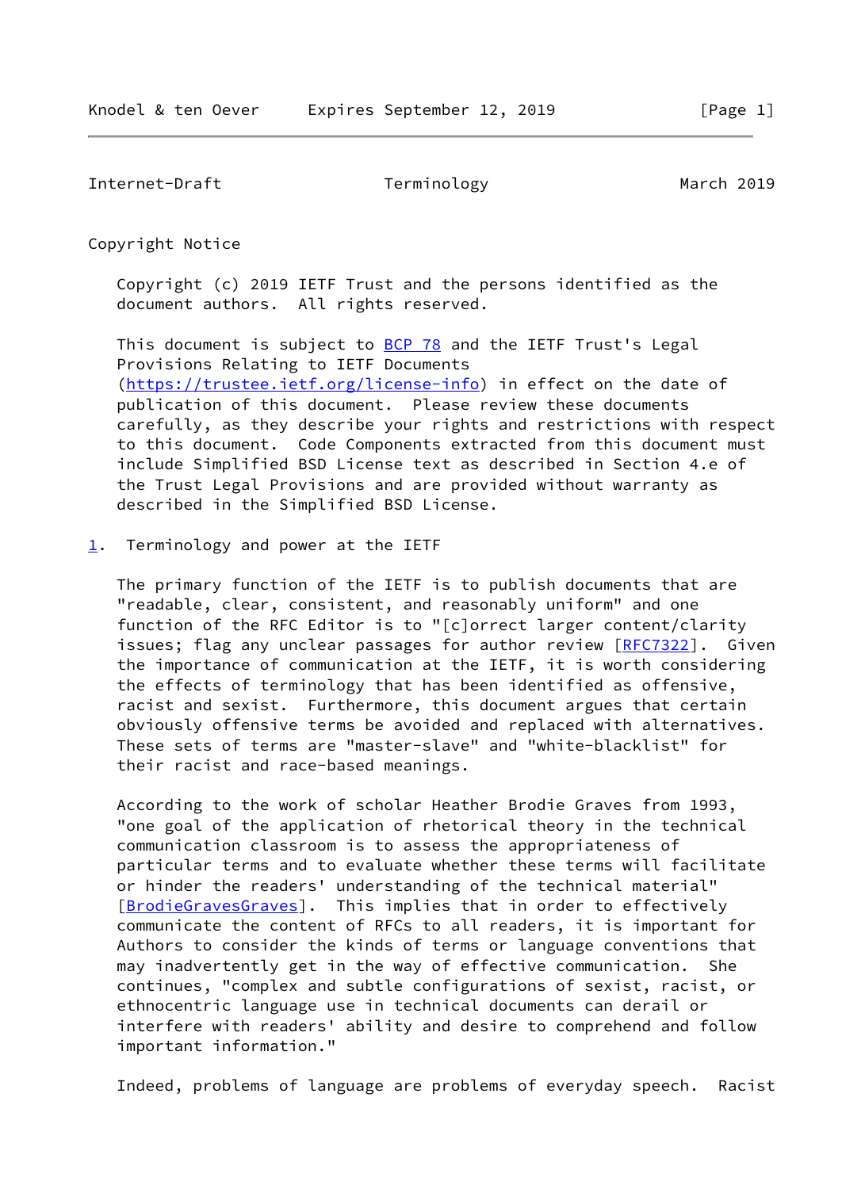## Copyright Notice

Copyright (c) 2019 IETF Trust and the persons identified as the document authors. All rights reserved.

This document is subject to BCP 78 and the IETF Trust's Legal Provisions Relating to IETF Documents (https://trustee.ietf.org/license-info) in effect on the date of publication of this document. Please review these documents carefully, as they describe your rights and restrictions with respect to this document. Code Components extracted from this document must include Simplified BSD License text as described in Section 4.e of the Trust Legal Provisions and are provided without warranty as described in the Simplified BSD License.

## 1. Terminology and power at the IETF

The primary function of the IETF is to publish documents that are "readable, clear, consistent, and reasonably uniform" and one function of the RFC Editor is to "[c]orrect larger content/clarity issues; flag any unclear passages for author review [RFC7322]. Given the importance of communication at the IETF, it is worth considering the effects of terminology that has been identified as offensive, racist and sexist. Furthermore, this document argues that certain obviously offensive terms be avoided and replaced with alternatives. These sets of terms are "master-slave" and "white-blacklist" for their racist and race-based meanings.

According to the work of scholar Heather Brodie Graves from 1993, "one goal of the application of rhetorical theory in the technical communication classroom is to assess the appropriateness of particular terms and to evaluate whether these terms will facilitate or hinder the readers' understanding of the technical material" [BrodieGravesGraves]. This implies that in order to effectively communicate the content of RFCs to all readers, it is important for Authors to consider the kinds of terms or language conventions that may inadvertently get in the way of effective communication. She continues, "complex and subtle configurations of sexist, racist, or ethnocentric language use in technical documents can derail or interfere with readers' ability and desire to comprehend and follow important information."

Indeed, problems of language are problems of everyday speech. Racist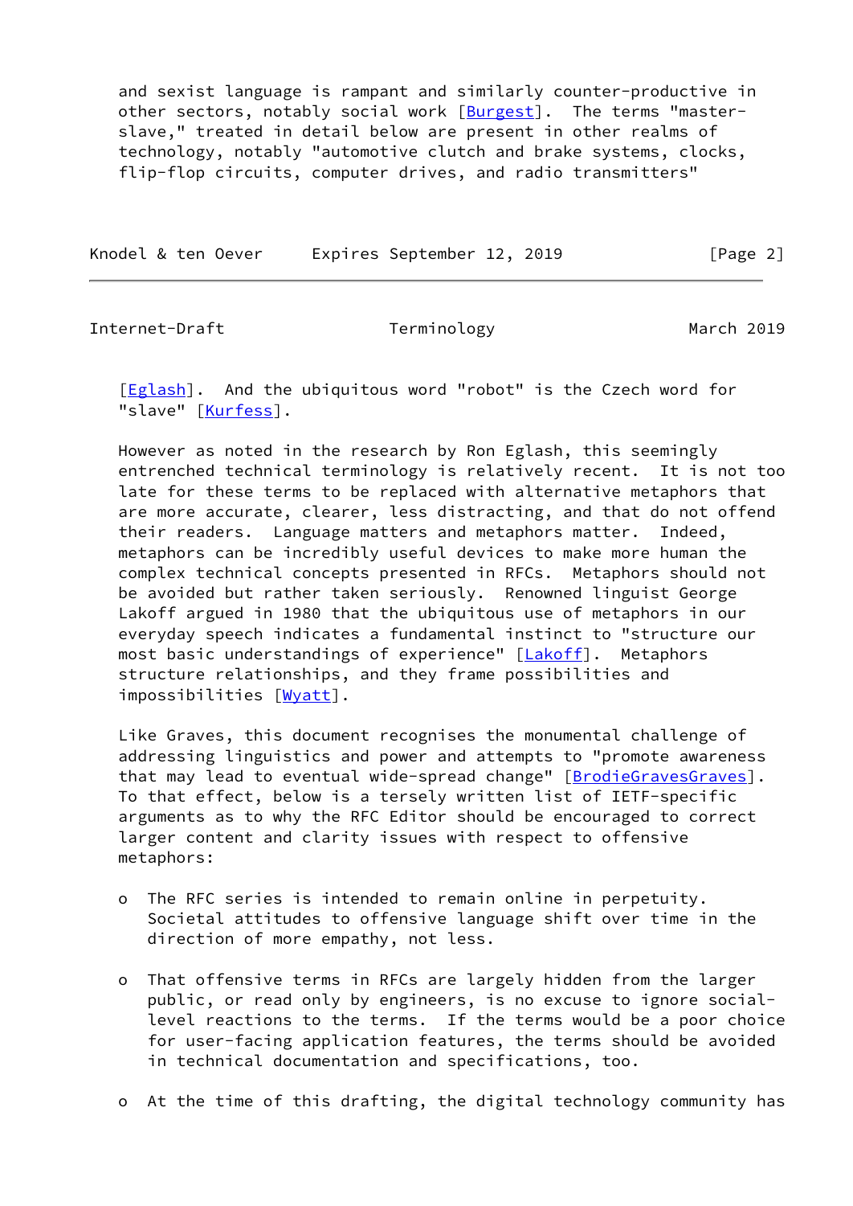and sexist language is rampant and similarly counter-productive in other sectors, notably social work [Burgest]. The terms "master-slave," treated in detail below are present in other realms of technology, notably "automotive clutch and brake systems, clocks, flip-flop circuits, computer drives, and radio transmitters" [Eglash]. And the ubiquitous word "robot" is the Czech word for "slave" [Kurfess].

However as noted in the research by Ron Eglash, this seemingly entrenched technical terminology is relatively recent. It is not too late for these terms to be replaced with alternative metaphors that are more accurate, clearer, less distracting, and that do not offend their readers. Language matters and metaphors matter. Indeed, metaphors can be incredibly useful devices to make more human the complex technical concepts presented in RFCs. Metaphors should not be avoided but rather taken seriously. Renowned linguist George Lakoff argued in 1980 that the ubiquitous use of metaphors in our everyday speech indicates a fundamental instinct to "structure our most basic understandings of experience" [Lakoff]. Metaphors structure relationships, and they frame possibilities and impossibilities [Wyatt].

Like Graves, this document recognises the monumental challenge of addressing linguistics and power and attempts to "promote awareness that may lead to eventual wide-spread change" [BrodieGravesGraves]. To that effect, below is a tersely written list of IETF-specific arguments as to why the RFC Editor should be encouraged to correct larger content and clarity issues with respect to offensive metaphors:

- The RFC series is intended to remain online in perpetuity. Societal attitudes to offensive language shift over time in the direction of more empathy, not less.

- That offensive terms in RFCs are largely hidden from the larger public, or read only by engineers, is no excuse to ignore social-level reactions to the terms. If the terms would be a poor choice for user-facing application features, the terms should be avoided in technical documentation and specifications, too.

- At the time of this drafting, the digital technology community has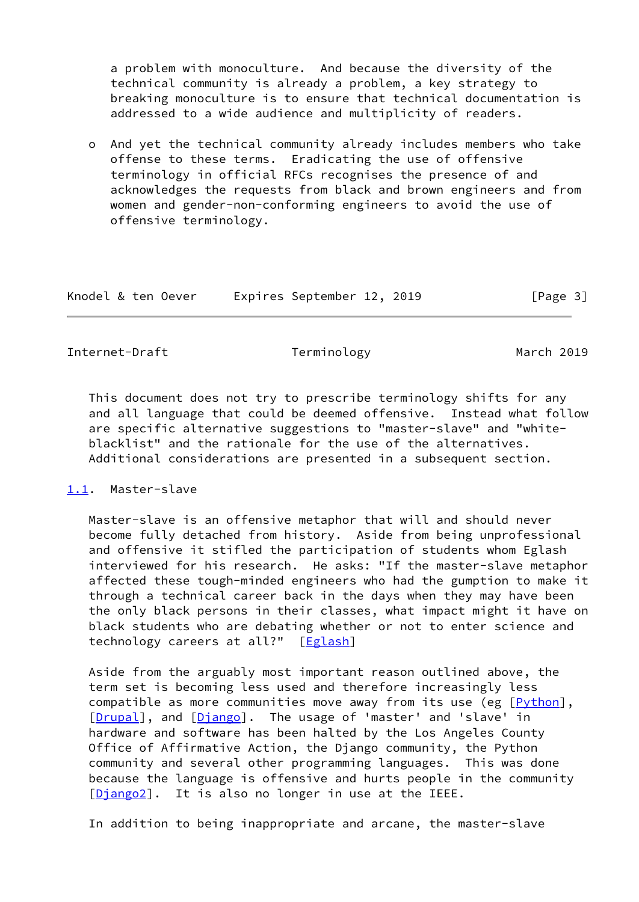a problem with monoculture. And because the diversity of the technical community is already a problem, a key strategy to breaking monoculture is to ensure that technical documentation is addressed to a wide audience and multiplicity of readers.

- And yet the technical community already includes members who take offense to these terms. Eradicating the use of offensive terminology in official RFCs recognises the presence of and acknowledges the requests from black and brown engineers and from women and gender-non-conforming engineers to avoid the use of offensive terminology.

This document does not try to prescribe terminology shifts for any and all language that could be deemed offensive. Instead what follow are specific alternative suggestions to "master-slave" and "white-blacklist" and the rationale for the use of the alternatives. Additional considerations are presented in a subsequent section.

## 1.1. Master-slave

Master-slave is an offensive metaphor that will and should never become fully detached from history. Aside from being unprofessional and offensive it stifled the participation of students whom Eglash interviewed for his research. He asks: "If the master-slave metaphor affected these tough-minded engineers who had the gumption to make it through a technical career back in the days when they may have been the only black persons in their classes, what impact might it have on black students who are debating whether or not to enter science and technology careers at all?" [Eglash]

Aside from the arguably most important reason outlined above, the term set is becoming less used and therefore increasingly less compatible as more communities move away from its use (eg [Python], [Drupal], and [Django]. The usage of 'master' and 'slave' in hardware and software has been halted by the Los Angeles County Office of Affirmative Action, the Django community, the Python community and several other programming languages. This was done because the language is offensive and hurts people in the community [Django2]. It is also no longer in use at the IEEE.

In addition to being inappropriate and arcane, the master-slave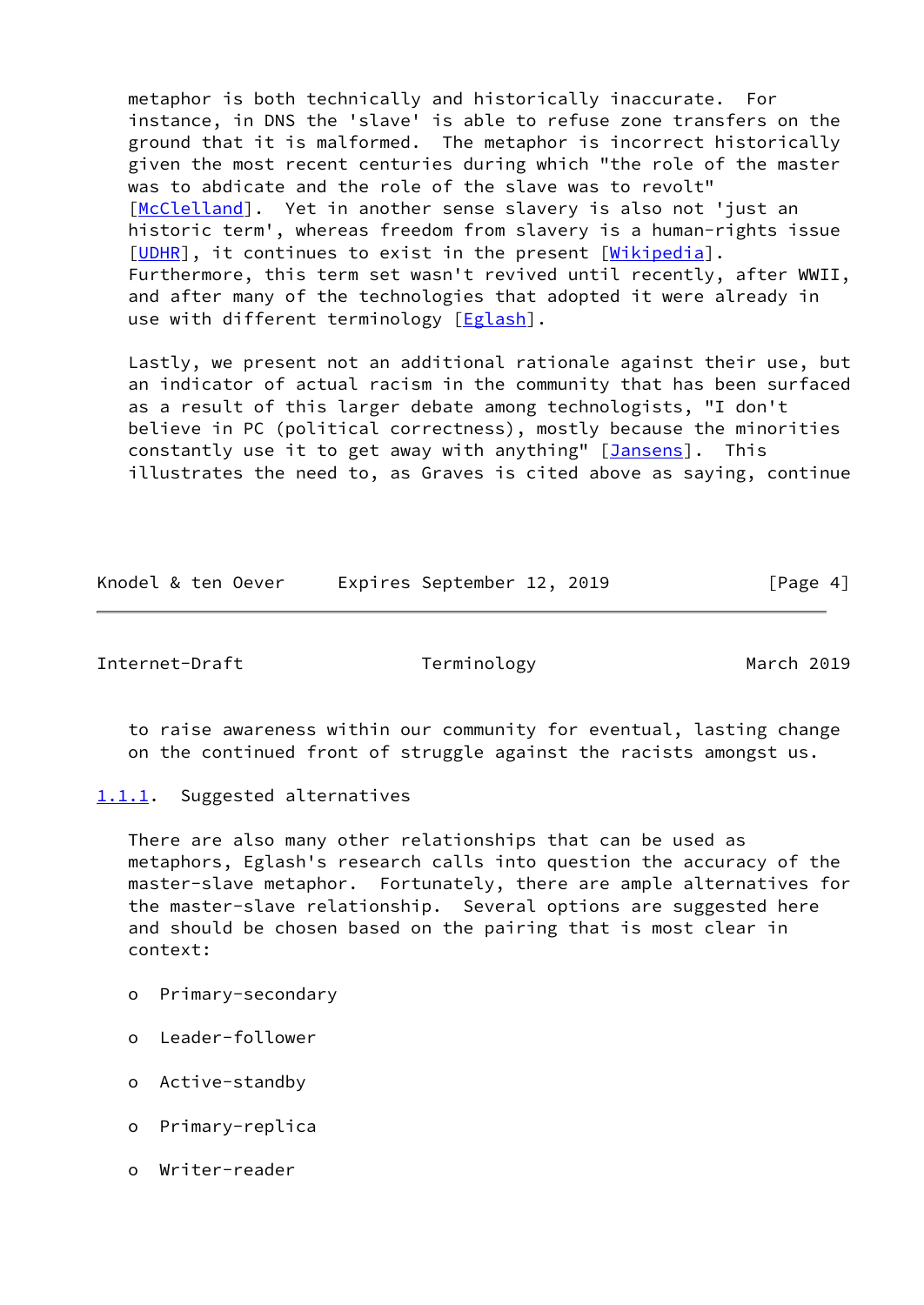metaphor is both technically and historically inaccurate. For instance, in DNS the 'slave' is able to refuse zone transfers on the ground that it is malformed. The metaphor is incorrect historically given the most recent centuries during which "the role of the master was to abdicate and the role of the slave was to revolt" [McClelland]. Yet in another sense slavery is also not 'just an historic term', whereas freedom from slavery is a human-rights issue [UDHR], it continues to exist in the present [Wikipedia]. Furthermore, this term set wasn't revived until recently, after WWII, and after many of the technologies that adopted it were already in use with different terminology [Eglash].

Lastly, we present not an additional rationale against their use, but an indicator of actual racism in the community that has been surfaced as a result of this larger debate among technologists, "I don't believe in PC (political correctness), mostly because the minorities constantly use it to get away with anything" [Jansens]. This illustrates the need to, as Graves is cited above as saying, continue to raise awareness within our community for eventual, lasting change on the continued front of struggle against the racists amongst us.

#### 1.1.1. Suggested alternatives

There are also many other relationships that can be used as metaphors, Eglash's research calls into question the accuracy of the master-slave metaphor. Fortunately, there are ample alternatives for the master-slave relationship. Several options are suggested here and should be chosen based on the pairing that is most clear in context:

- Primary-secondary
- Leader-follower
- Active-standby
- Primary-replica
- Writer-reader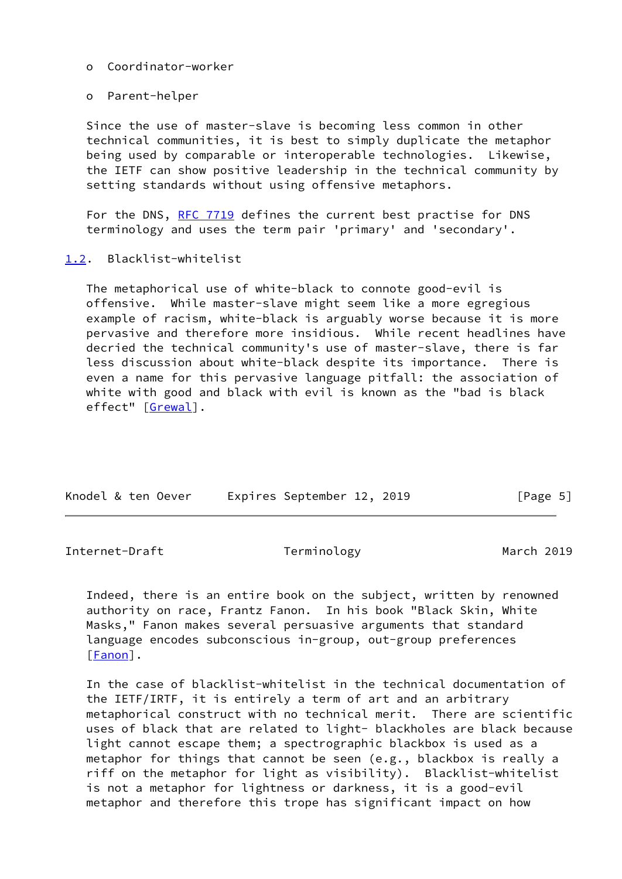- Coordinator-worker
- Parent-helper

Since the use of master-slave is becoming less common in other technical communities, it is best to simply duplicate the metaphor being used by comparable or interoperable technologies. Likewise, the IETF can show positive leadership in the technical community by setting standards without using offensive metaphors.

For the DNS, RFC 7719 defines the current best practise for DNS terminology and uses the term pair 'primary' and 'secondary'.

### 1.2. Blacklist-whitelist

The metaphorical use of white-black to connote good-evil is offensive. While master-slave might seem like a more egregious example of racism, white-black is arguably worse because it is more pervasive and therefore more insidious. While recent headlines have decried the technical community's use of master-slave, there is far less discussion about white-black despite its importance. There is even a name for this pervasive language pitfall: the association of white with good and black with evil is known as the "bad is black effect" [Grewal].

Indeed, there is an entire book on the subject, written by renowned authority on race, Frantz Fanon. In his book "Black Skin, White Masks," Fanon makes several persuasive arguments that standard language encodes subconscious in-group, out-group preferences [Fanon].

In the case of blacklist-whitelist in the technical documentation of the IETF/IRTF, it is entirely a term of art and an arbitrary metaphorical construct with no technical merit. There are scientific uses of black that are related to light- blackholes are black because light cannot escape them; a spectrographic blackbox is used as a metaphor for things that cannot be seen (e.g., blackbox is really a riff on the metaphor for light as visibility). Blacklist-whitelist is not a metaphor for lightness or darkness, it is a good-evil metaphor and therefore this trope has significant impact on how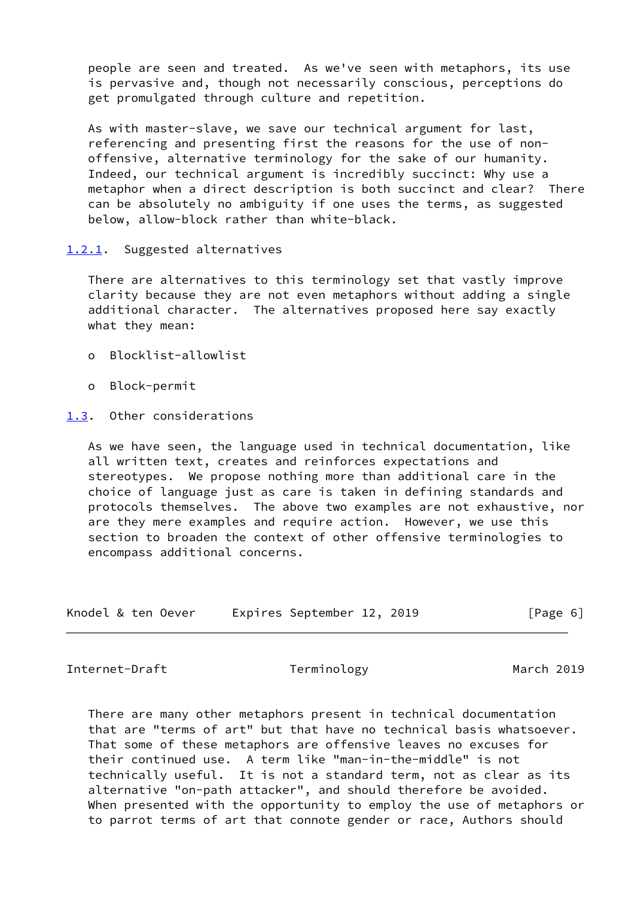people are seen and treated. As we've seen with metaphors, its use is pervasive and, though not necessarily conscious, perceptions do get promulgated through culture and repetition.

As with master-slave, we save our technical argument for last, referencing and presenting first the reasons for the use of non-offensive, alternative terminology for the sake of our humanity. Indeed, our technical argument is incredibly succinct: Why use a metaphor when a direct description is both succinct and clear? There can be absolutely no ambiguity if one uses the terms, as suggested below, allow-block rather than white-black.

### 1.2.1. Suggested alternatives

There are alternatives to this terminology set that vastly improve clarity because they are not even metaphors without adding a single additional character. The alternatives proposed here say exactly what they mean:

- Blocklist-allowlist
- Block-permit

## 1.3. Other considerations

As we have seen, the language used in technical documentation, like all written text, creates and reinforces expectations and stereotypes. We propose nothing more than additional care in the choice of language just as care is taken in defining standards and protocols themselves. The above two examples are not exhaustive, nor are they mere examples and require action. However, we use this section to broaden the context of other offensive terminologies to encompass additional concerns.

There are many other metaphors present in technical documentation that are "terms of art" but that have no technical basis whatsoever. That some of these metaphors are offensive leaves no excuses for their continued use. A term like "man-in-the-middle" is not technically useful. It is not a standard term, not as clear as its alternative "on-path attacker", and should therefore be avoided. When presented with the opportunity to employ the use of metaphors or to parrot terms of art that connote gender or race, Authors should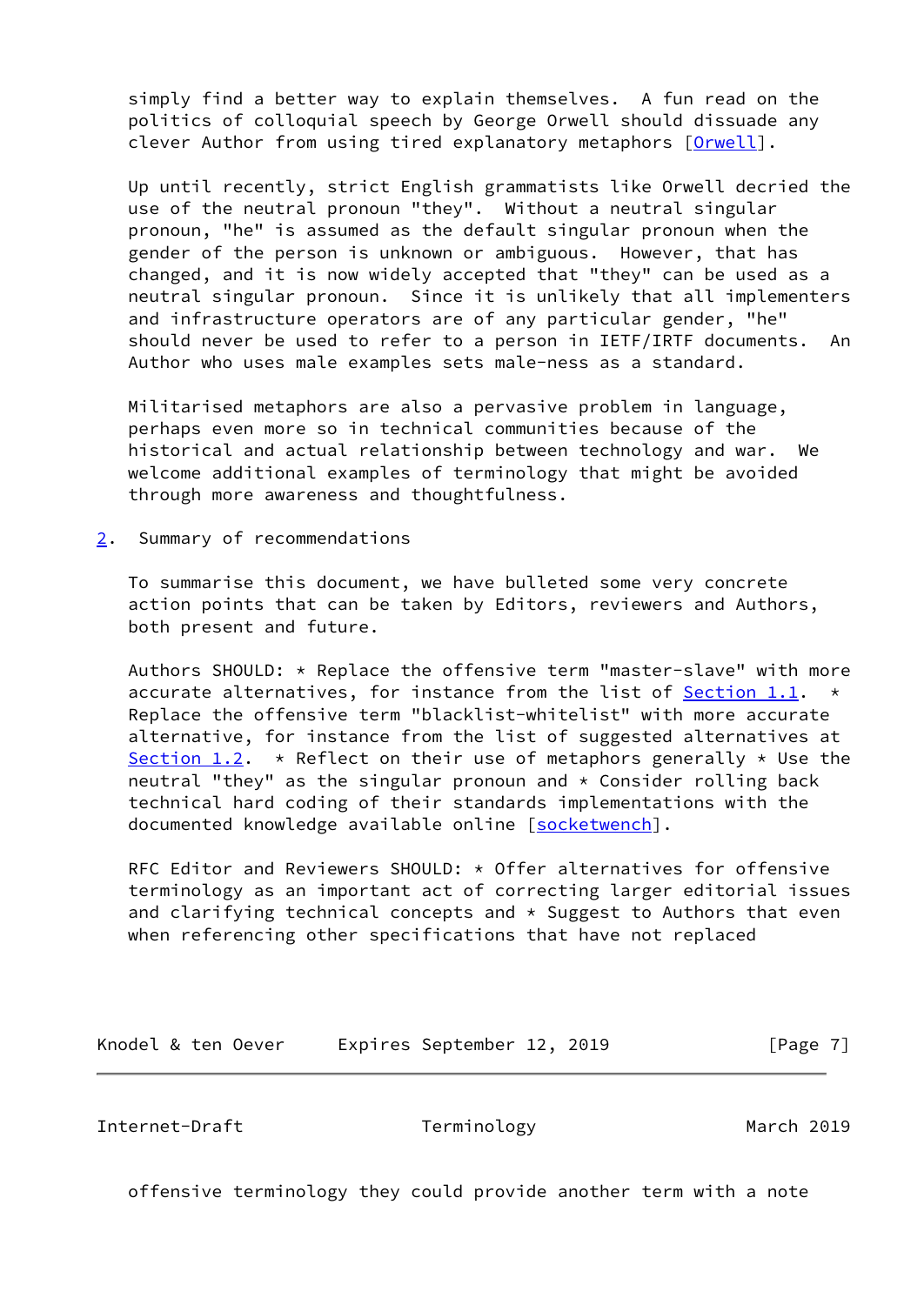simply find a better way to explain themselves. A fun read on the politics of colloquial speech by George Orwell should dissuade any clever Author from using tired explanatory metaphors [Orwell].

Up until recently, strict English grammatists like Orwell decried the use of the neutral pronoun "they". Without a neutral singular pronoun, "he" is assumed as the default singular pronoun when the gender of the person is unknown or ambiguous. However, that has changed, and it is now widely accepted that "they" can be used as a neutral singular pronoun. Since it is unlikely that all implementers and infrastructure operators are of any particular gender, "he" should never be used to refer to a person in IETF/IRTF documents. An Author who uses male examples sets male-ness as a standard.

Militarised metaphors are also a pervasive problem in language, perhaps even more so in technical communities because of the historical and actual relationship between technology and war. We welcome additional examples of terminology that might be avoided through more awareness and thoughtfulness.

## 2. Summary of recommendations

To summarise this document, we have bulleted some very concrete action points that can be taken by Editors, reviewers and Authors, both present and future.

Authors SHOULD: * Replace the offensive term "master-slave" with more accurate alternatives, for instance from the list of Section 1.1. * Replace the offensive term "blacklist-whitelist" with more accurate alternative, for instance from the list of suggested alternatives at Section 1.2. * Reflect on their use of metaphors generally * Use the neutral "they" as the singular pronoun and * Consider rolling back technical hard coding of their standards implementations with the documented knowledge available online [socketwench].

RFC Editor and Reviewers SHOULD: * Offer alternatives for offensive terminology as an important act of correcting larger editorial issues and clarifying technical concepts and * Suggest to Authors that even when referencing other specifications that have not replaced offensive terminology they could provide another term with a note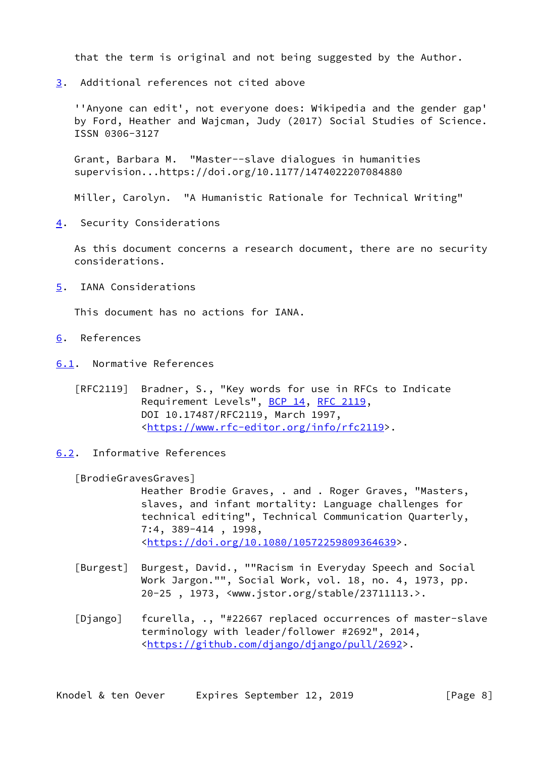that the term is original and not being suggested by the Author.

## 3. Additional references not cited above

''Anyone can edit', not everyone does: Wikipedia and the gender gap' by Ford, Heather and Wajcman, Judy (2017) Social Studies of Science. ISSN 0306-3127

Grant, Barbara M. "Master--slave dialogues in humanities supervision...https://doi.org/10.1177/1474022207084880

Miller, Carolyn. "A Humanistic Rationale for Technical Writing"

## 4. Security Considerations

As this document concerns a research document, there are no security considerations.

## 5. IANA Considerations

This document has no actions for IANA.

## 6. References

### 6.1. Normative References

[RFC2119] Bradner, S., "Key words for use in RFCs to Indicate Requirement Levels", BCP 14, RFC 2119, DOI 10.17487/RFC2119, March 1997, <https://www.rfc-editor.org/info/rfc2119>.

### 6.2. Informative References

[BrodieGravesGraves] Heather Brodie Graves, . and . Roger Graves, "Masters, slaves, and infant mortality: Language challenges for technical editing", Technical Communication Quarterly, 7:4, 389-414 , 1998, <https://doi.org/10.1080/10572259809364639>.

[Burgest] Burgest, David., ""Racism in Everyday Speech and Social Work Jargon."", Social Work, vol. 18, no. 4, 1973, pp. 20-25 , 1973, <www.jstor.org/stable/23711113.>.

[Django] fcurella, ., "#22667 replaced occurrences of master-slave terminology with leader/follower #2692", 2014, <https://github.com/django/django/pull/2692>.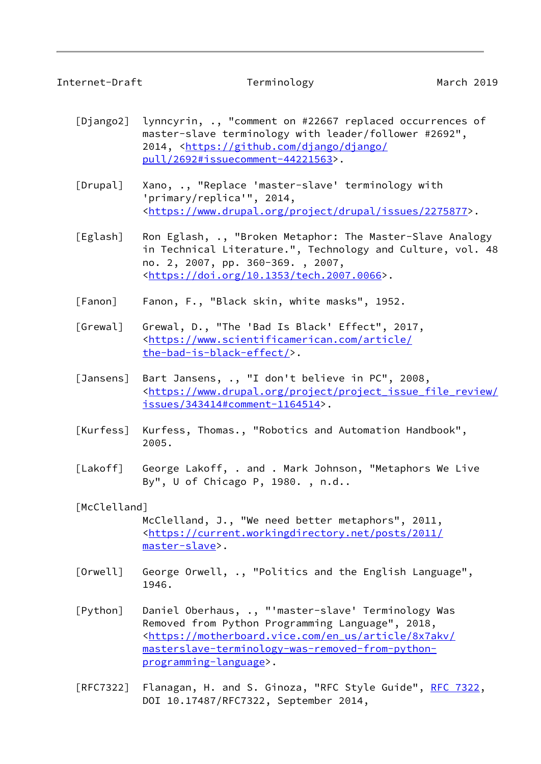[Django2] lynncyrin, ., "comment on #22667 replaced occurrences of master-slave terminology with leader/follower #2692", 2014, <https://github.com/django/django/pull/2692#issuecomment-44221563>.

[Drupal] Xano, ., "Replace 'master-slave' terminology with 'primary/replica'", 2014, <https://www.drupal.org/project/drupal/issues/2275877>.

[Eglash] Ron Eglash, ., "Broken Metaphor: The Master-Slave Analogy in Technical Literature.", Technology and Culture, vol. 48 no. 2, 2007, pp. 360-369. , 2007, <https://doi.org/10.1353/tech.2007.0066>.

[Fanon] Fanon, F., "Black skin, white masks", 1952.

[Grewal] Grewal, D., "The 'Bad Is Black' Effect", 2017, <https://www.scientificamerican.com/article/the-bad-is-black-effect/>.

[Jansens] Bart Jansens, ., "I don't believe in PC", 2008, <https://www.drupal.org/project/project_issue_file_review/issues/343414#comment-1164514>.

[Kurfess] Kurfess, Thomas., "Robotics and Automation Handbook", 2005.

[Lakoff] George Lakoff, . and . Mark Johnson, "Metaphors We Live By", U of Chicago P, 1980. , n.d..

[McClelland] McClelland, J., "We need better metaphors", 2011, <https://current.workingdirectory.net/posts/2011/master-slave>.

[Orwell] George Orwell, ., "Politics and the English Language", 1946.

[Python] Daniel Oberhaus, ., "'master-slave' Terminology Was Removed from Python Programming Language", 2018, <https://motherboard.vice.com/en_us/article/8x7akv/masterslave-terminology-was-removed-from-python-programming-language>.

[RFC7322] Flanagan, H. and S. Ginoza, "RFC Style Guide", RFC 7322, DOI 10.17487/RFC7322, September 2014,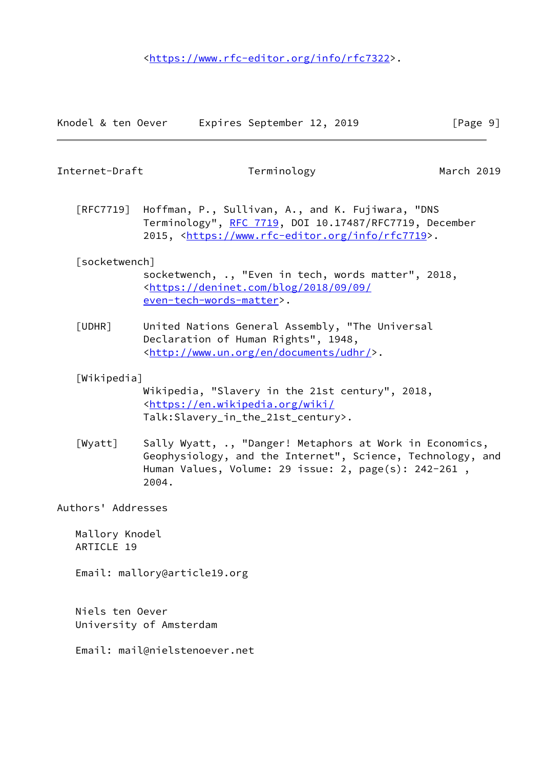<https://www.rfc-editor.org/info/rfc7322>.

[RFC7719] Hoffman, P., Sullivan, A., and K. Fujiwara, "DNS Terminology", RFC 7719, DOI 10.17487/RFC7719, December 2015, <https://www.rfc-editor.org/info/rfc7719>.

[socketwench] socketwench, ., "Even in tech, words matter", 2018, <https://deninet.com/blog/2018/09/09/even-tech-words-matter>.

[UDHR] United Nations General Assembly, "The Universal Declaration of Human Rights", 1948, <http://www.un.org/en/documents/udhr/>.

[Wikipedia] Wikipedia, "Slavery in the 21st century", 2018, <https://en.wikipedia.org/wiki/Talk:Slavery_in_the_21st_century>.

[Wyatt] Sally Wyatt, ., "Danger! Metaphors at Work in Economics, Geophysiology, and the Internet", Science, Technology, and Human Values, Volume: 29 issue: 2, page(s): 242-261 , 2004.

## Authors' Addresses

Mallory Knodel
ARTICLE 19

Email: mallory@article19.org

Niels ten Oever
University of Amsterdam

Email: mail@nielstenoever.net